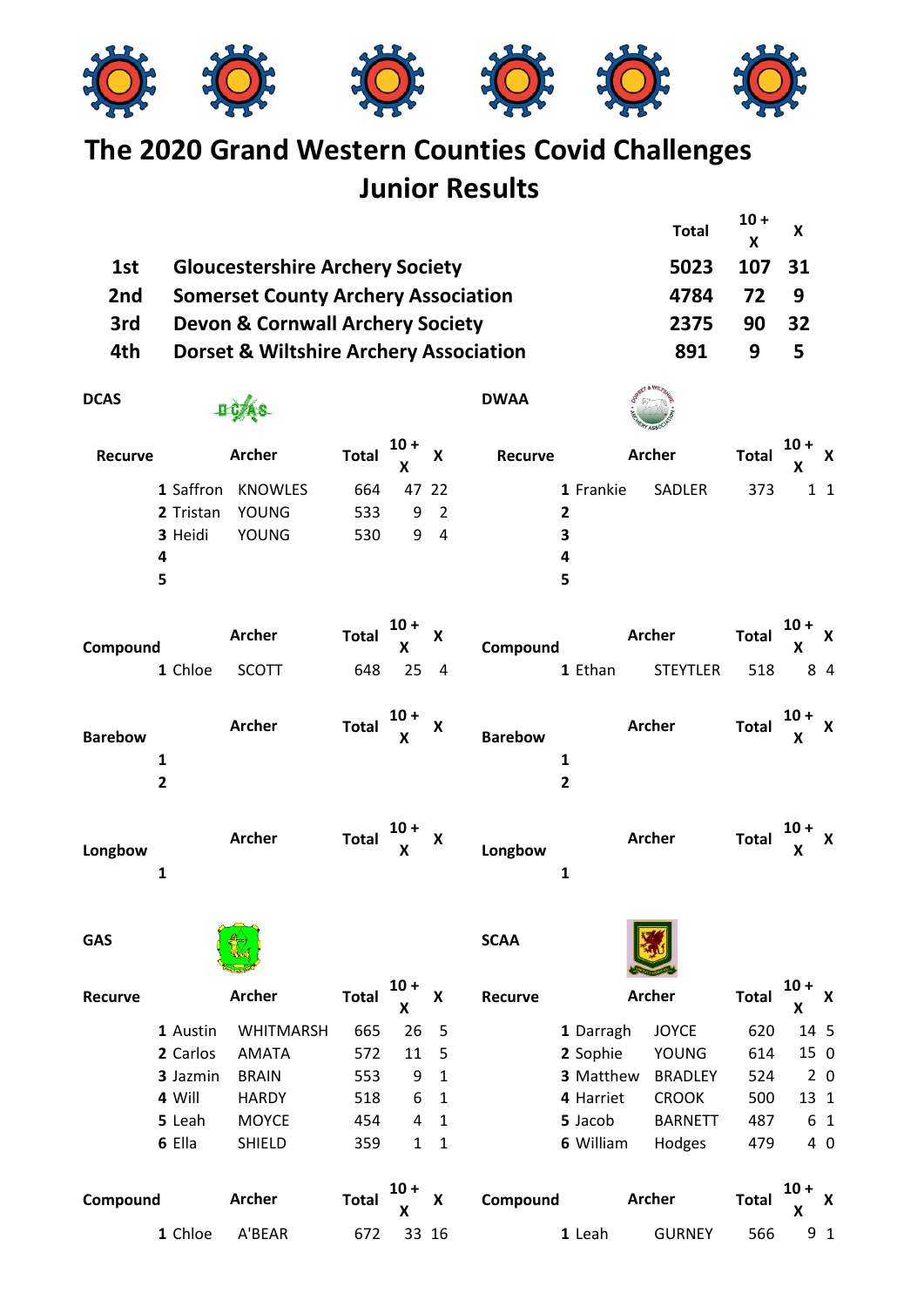# The 2020 Grand Western Counties Covid Challenges

## Junior Results

| | | Total | 10 + X | X |
|---|---|---|---|---|
| 1st | Gloucestershire Archery Society | 5023 | 107 | 31 |
| 2nd | Somerset County Archery Association | 4784 | 72 | 9 |
| 3rd | Devon & Cornwall Archery Society | 2375 | 90 | 32 |
| 4th | Dorset & Wiltshire Archery Association | 891 | 9 | 5 |

### DCAS

| Recurve | Archer | | Total | 10 + X | X |
|---|---|---|---|---|---|
| 1 | Saffron | KNOWLES | 664 | 47 | 22 |
| 2 | Tristan | YOUNG | 533 | 9 | 2 |
| 3 | Heidi | YOUNG | 530 | 9 | 4 |
| 4 | | | | | |
| 5 | | | | | |

| Compound | Archer | | Total | 10 + X | X |
|---|---|---|---|---|---|
| 1 | Chloe | SCOTT | 648 | 25 | 4 |

| Barebow | Archer | | Total | 10 + X | X |
|---|---|---|---|---|---|
| 1 | | | | | |
| 2 | | | | | |

| Longbow | Archer | | Total | 10 + X | X |
|---|---|---|---|---|---|
| 1 | | | | | |

### DWAA

| Recurve | Archer | | Total | 10 + X | X |
|---|---|---|---|---|---|
| 1 | Frankie | SADLER | 373 | 1 | 1 |
| 2 | | | | | |
| 3 | | | | | |
| 4 | | | | | |
| 5 | | | | | |

| Compound | Archer | | Total | 10 + X | X |
|---|---|---|---|---|---|
| 1 | Ethan | STEYTLER | 518 | 8 | 4 |

| Barebow | Archer | | Total | 10 + X | X |
|---|---|---|---|---|---|
| 1 | | | | | |
| 2 | | | | | |

| Longbow | Archer | | Total | 10 + X | X |
|---|---|---|---|---|---|
| 1 | | | | | |

### GAS

| Recurve | Archer | | Total | 10 + X | X |
|---|---|---|---|---|---|
| 1 | Austin | WHITMARSH | 665 | 26 | 5 |
| 2 | Carlos | AMATA | 572 | 11 | 5 |
| 3 | Jazmin | BRAIN | 553 | 9 | 1 |
| 4 | Will | HARDY | 518 | 6 | 1 |
| 5 | Leah | MOYCE | 454 | 4 | 1 |
| 6 | Ella | SHIELD | 359 | 1 | 1 |

| Compound | Archer | | Total | 10 + X | X |
|---|---|---|---|---|---|
| 1 | Chloe | A'BEAR | 672 | 33 | 16 |

### SCAA

| Recurve | Archer | | Total | 10 + X | X |
|---|---|---|---|---|---|
| 1 | Darragh | JOYCE | 620 | 14 | 5 |
| 2 | Sophie | YOUNG | 614 | 15 | 0 |
| 3 | Matthew | BRADLEY | 524 | 2 | 0 |
| 4 | Harriet | CROOK | 500 | 13 | 1 |
| 5 | Jacob | BARNETT | 487 | 6 | 1 |
| 6 | William | Hodges | 479 | 4 | 0 |

| Compound | Archer | | Total | 10 + X | X |
|---|---|---|---|---|---|
| 1 | Leah | GURNEY | 566 | 9 | 1 |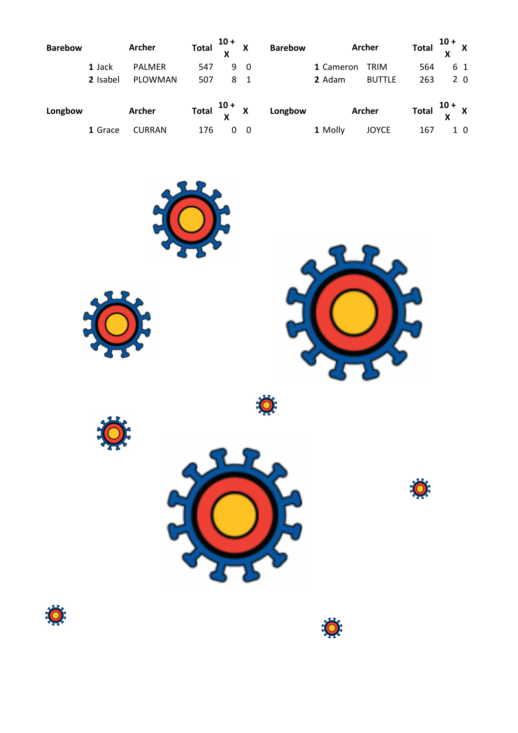| Barebow | | Archer | Total | 10 + X | X |
|---|---|---|---|---|---|
| 1 | Jack | PALMER | 547 | 9 | 0 |
| 2 | Isabel | PLOWMAN | 507 | 8 | 1 |

| Barebow | | Archer | Total | 10 + X | X |
|---|---|---|---|---|---|
| 1 | Cameron | TRIM | 564 | 6 | 1 |
| 2 | Adam | BUTTLE | 263 | 2 | 0 |

| Longbow | | Archer | Total | 10 + X | X |
|---|---|---|---|---|---|
| 1 | Grace | CURRAN | 176 | 0 | 0 |

| Longbow | | Archer | Total | 10 + X | X |
|---|---|---|---|---|---|
| 1 | Molly | JOYCE | 167 | 1 | 0 |